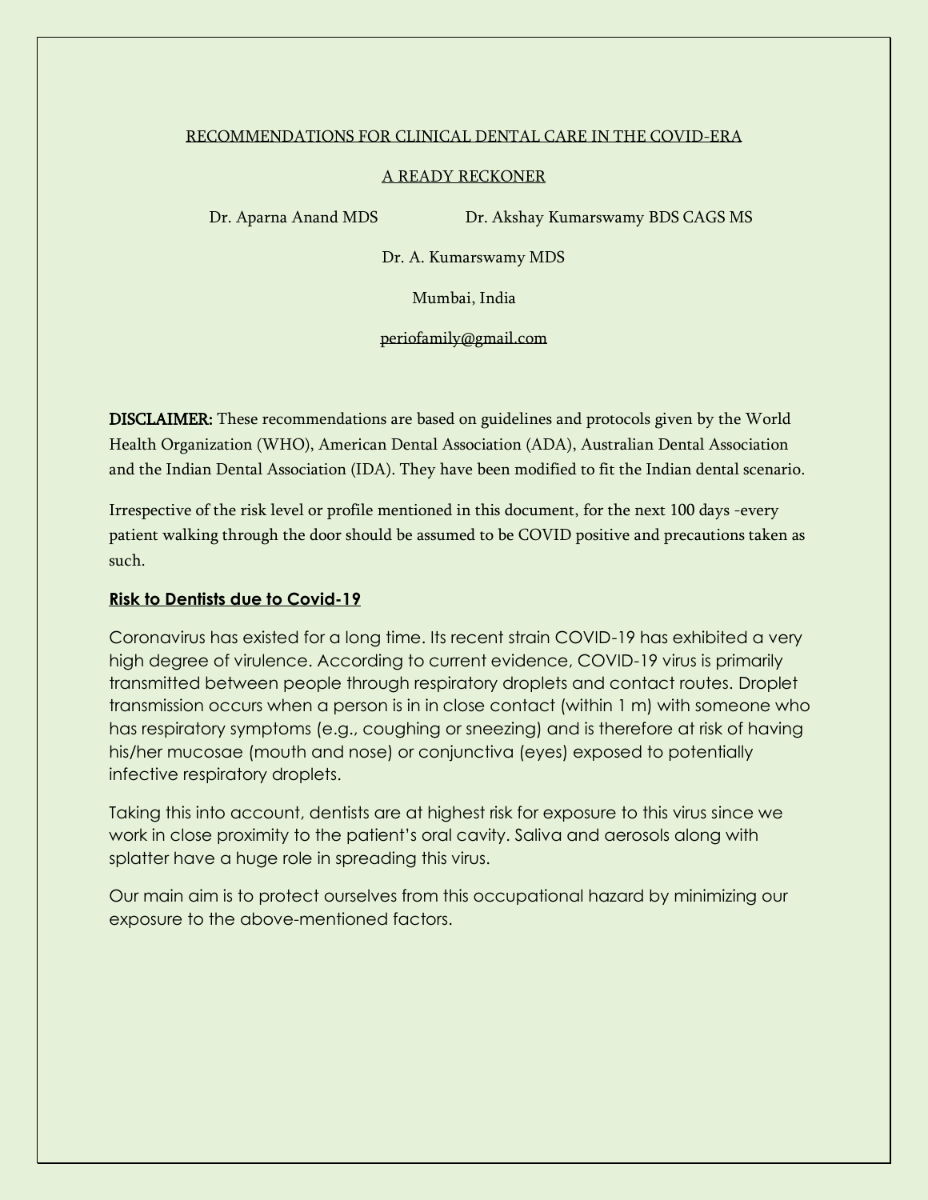# RECOMMENDATIONS FOR CLINICAL DENTAL CARE IN THE COVID-ERA

## A READY RECKONER

Dr. Aparna Anand MDS Dr. Akshay Kumarswamy BDS CAGS MS

Dr. A. Kumarswamy MDS

Mumbai, India

periofamily@gmail.com

**DISCLAIMER:** These recommendations are based on guidelines and protocols given by the World Health Organization (WHO), American Dental Association (ADA), Australian Dental Association and the Indian Dental Association (IDA). They have been modified to fit the Indian dental scenario.

Irrespective of the risk level or profile mentioned in this document, for the next 100 days -every patient walking through the door should be assumed to be COVID positive and precautions taken as such.

## Risk to Dentists due to Covid-19

Coronavirus has existed for a long time. Its recent strain COVID-19 has exhibited a very high degree of virulence. According to current evidence, COVID-19 virus is primarily transmitted between people through respiratory droplets and contact routes. Droplet transmission occurs when a person is in in close contact (within 1 m) with someone who has respiratory symptoms (e.g., coughing or sneezing) and is therefore at risk of having his/her mucosae (mouth and nose) or conjunctiva (eyes) exposed to potentially infective respiratory droplets.

Taking this into account, dentists are at highest risk for exposure to this virus since we work in close proximity to the patient's oral cavity. Saliva and aerosols along with splatter have a huge role in spreading this virus.

Our main aim is to protect ourselves from this occupational hazard by minimizing our exposure to the above-mentioned factors.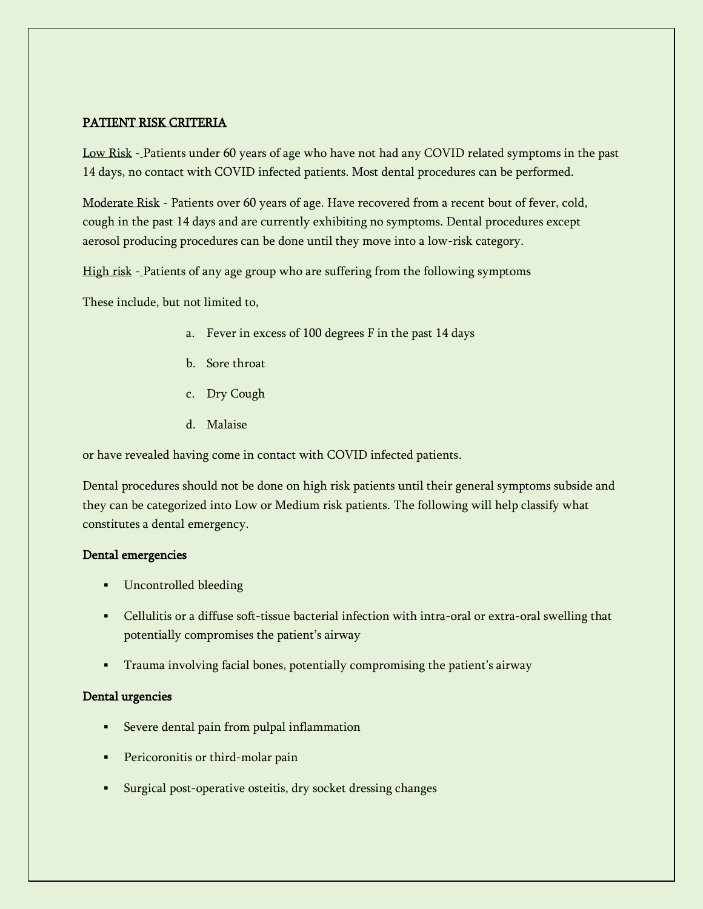## PATIENT RISK CRITERIA

Low Risk - Patients under 60 years of age who have not had any COVID related symptoms in the past 14 days, no contact with COVID infected patients. Most dental procedures can be performed.

Moderate Risk - Patients over 60 years of age. Have recovered from a recent bout of fever, cold, cough in the past 14 days and are currently exhibiting no symptoms. Dental procedures except aerosol producing procedures can be done until they move into a low-risk category.

High risk - Patients of any age group who are suffering from the following symptoms

These include, but not limited to,

a. Fever in excess of 100 degrees F in the past 14 days
b. Sore throat
c. Dry Cough
d. Malaise

or have revealed having come in contact with COVID infected patients.

Dental procedures should not be done on high risk patients until their general symptoms subside and they can be categorized into Low or Medium risk patients. The following will help classify what constitutes a dental emergency.

**Dental emergencies**

- Uncontrolled bleeding
- Cellulitis or a diffuse soft-tissue bacterial infection with intra-oral or extra-oral swelling that potentially compromises the patient's airway
- Trauma involving facial bones, potentially compromising the patient's airway

**Dental urgencies**

- Severe dental pain from pulpal inflammation
- Pericoronitis or third-molar pain
- Surgical post-operative osteitis, dry socket dressing changes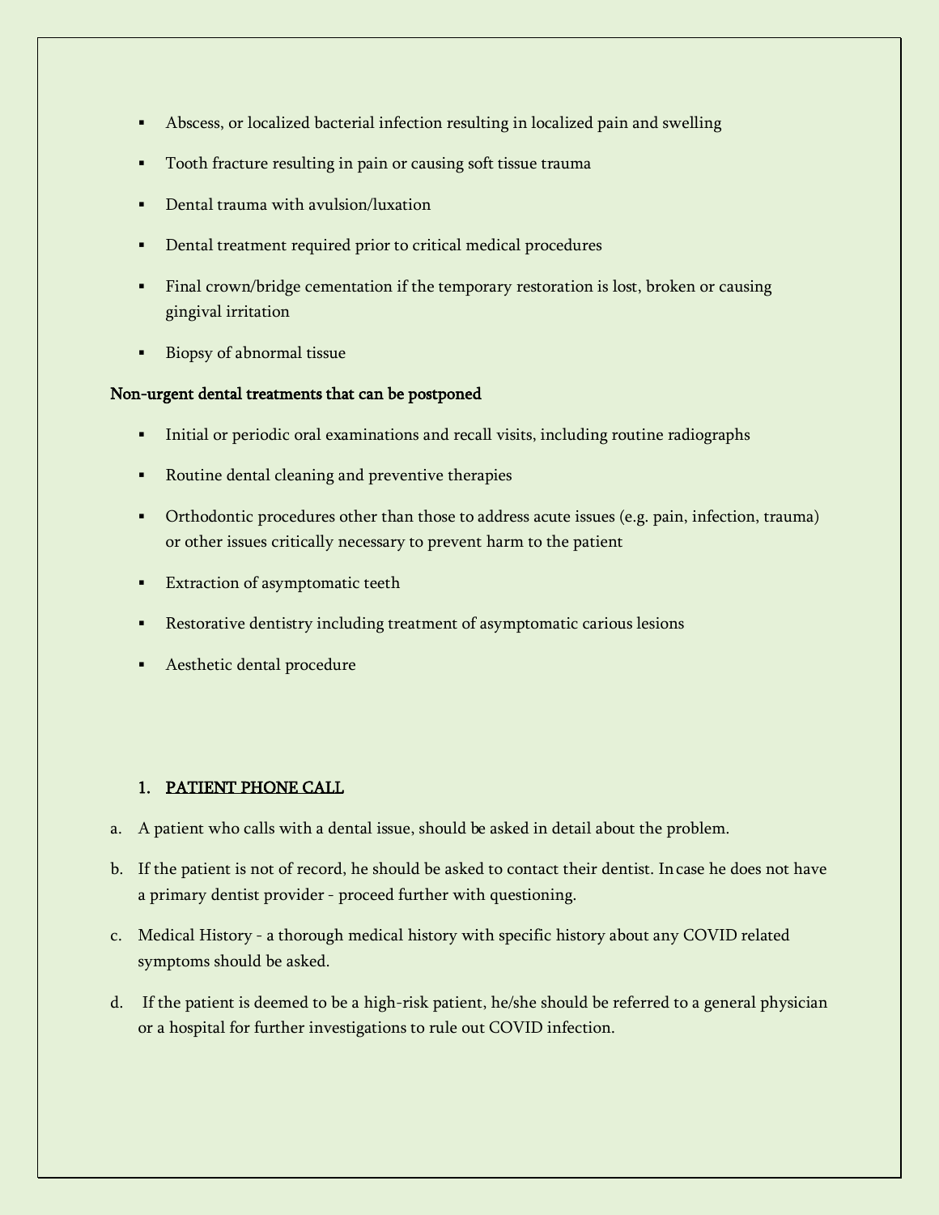- Abscess, or localized bacterial infection resulting in localized pain and swelling
- Tooth fracture resulting in pain or causing soft tissue trauma
- Dental trauma with avulsion/luxation
- Dental treatment required prior to critical medical procedures
- Final crown/bridge cementation if the temporary restoration is lost, broken or causing gingival irritation
- Biopsy of abnormal tissue

**Non-urgent dental treatments that can be postponed**

- Initial or periodic oral examinations and recall visits, including routine radiographs
- Routine dental cleaning and preventive therapies
- Orthodontic procedures other than those to address acute issues (e.g. pain, infection, trauma) or other issues critically necessary to prevent harm to the patient
- Extraction of asymptomatic teeth
- Restorative dentistry including treatment of asymptomatic carious lesions
- Aesthetic dental procedure

## 1. PATIENT PHONE CALL

a. A patient who calls with a dental issue, should be asked in detail about the problem.

b. If the patient is not of record, he should be asked to contact their dentist. In case he does not have a primary dentist provider - proceed further with questioning.

c. Medical History - a thorough medical history with specific history about any COVID related symptoms should be asked.

d. If the patient is deemed to be a high-risk patient, he/she should be referred to a general physician or a hospital for further investigations to rule out COVID infection.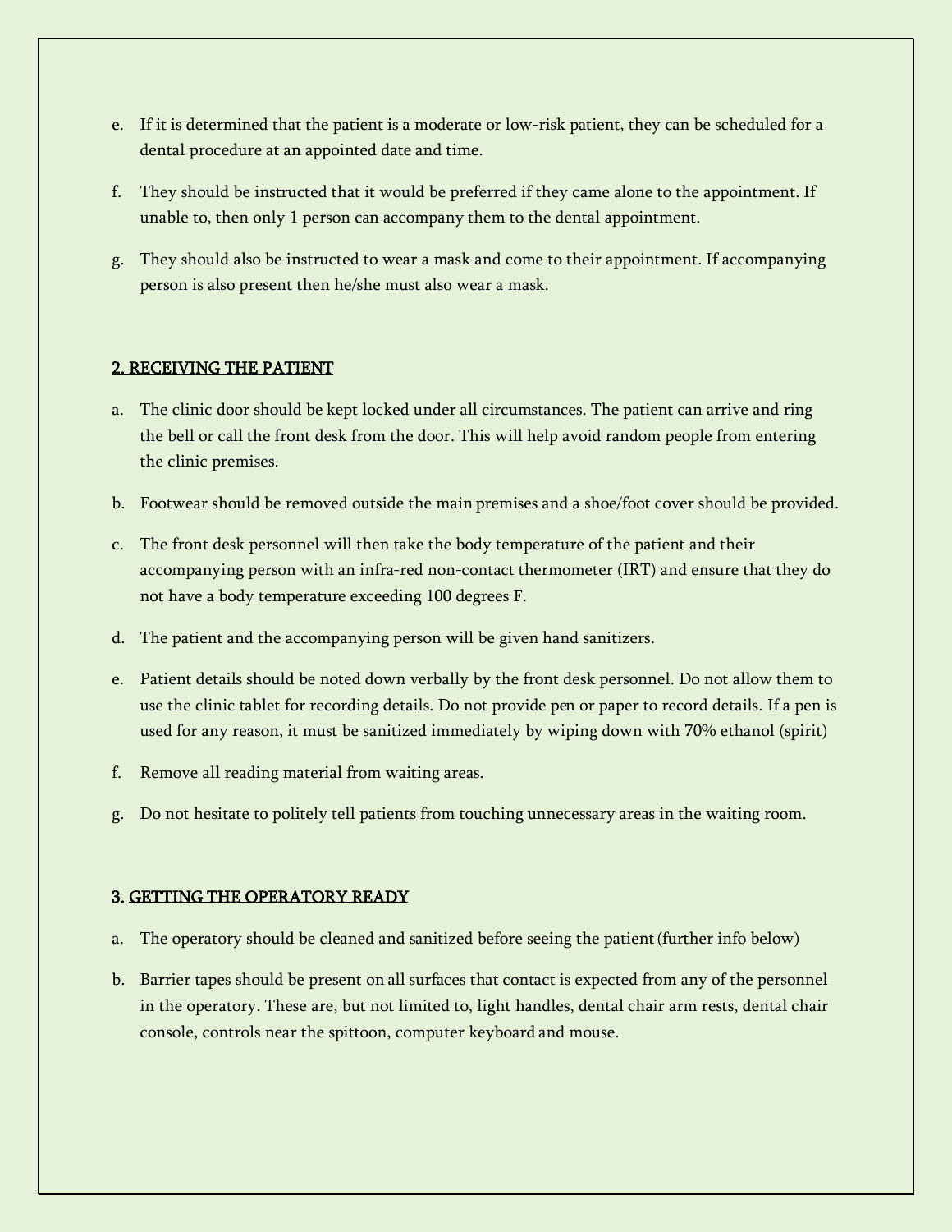e. If it is determined that the patient is a moderate or low-risk patient, they can be scheduled for a dental procedure at an appointed date and time.

f. They should be instructed that it would be preferred if they came alone to the appointment. If unable to, then only 1 person can accompany them to the dental appointment.

g. They should also be instructed to wear a mask and come to their appointment. If accompanying person is also present then he/she must also wear a mask.

## 2. RECEIVING THE PATIENT

a. The clinic door should be kept locked under all circumstances. The patient can arrive and ring the bell or call the front desk from the door. This will help avoid random people from entering the clinic premises.

b. Footwear should be removed outside the main premises and a shoe/foot cover should be provided.

c. The front desk personnel will then take the body temperature of the patient and their accompanying person with an infra-red non-contact thermometer (IRT) and ensure that they do not have a body temperature exceeding 100 degrees F.

d. The patient and the accompanying person will be given hand sanitizers.

e. Patient details should be noted down verbally by the front desk personnel. Do not allow them to use the clinic tablet for recording details. Do not provide pen or paper to record details. If a pen is used for any reason, it must be sanitized immediately by wiping down with 70% ethanol (spirit)

f. Remove all reading material from waiting areas.

g. Do not hesitate to politely tell patients from touching unnecessary areas in the waiting room.

## 3. GETTING THE OPERATORY READY

a. The operatory should be cleaned and sanitized before seeing the patient (further info below)

b. Barrier tapes should be present on all surfaces that contact is expected from any of the personnel in the operatory. These are, but not limited to, light handles, dental chair arm rests, dental chair console, controls near the spittoon, computer keyboard and mouse.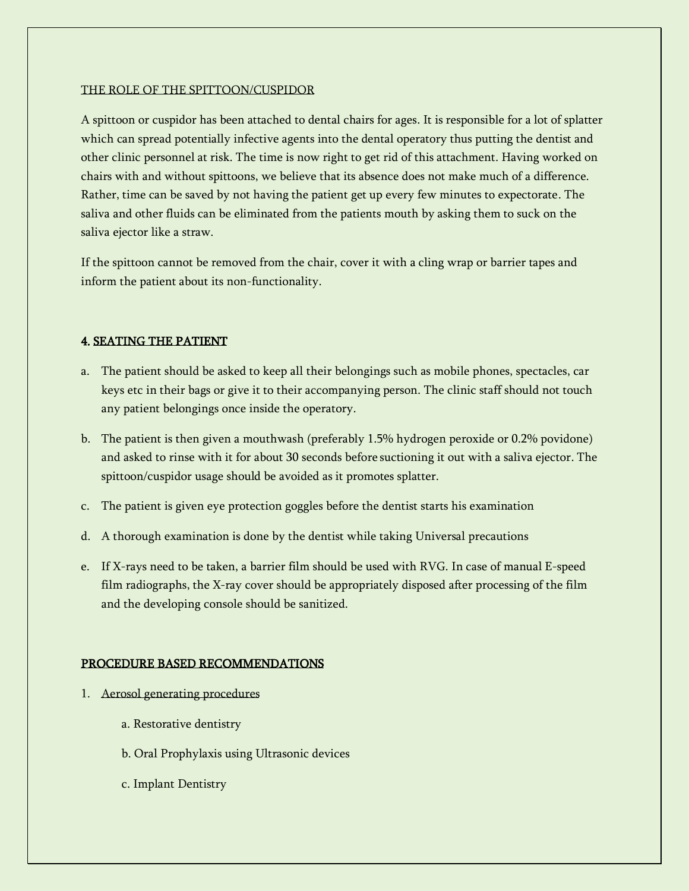## THE ROLE OF THE SPITTOON/CUSPIDOR

A spittoon or cuspidor has been attached to dental chairs for ages. It is responsible for a lot of splatter which can spread potentially infective agents into the dental operatory thus putting the dentist and other clinic personnel at risk. The time is now right to get rid of this attachment. Having worked on chairs with and without spittoons, we believe that its absence does not make much of a difference. Rather, time can be saved by not having the patient get up every few minutes to expectorate. The saliva and other fluids can be eliminated from the patients mouth by asking them to suck on the saliva ejector like a straw.

If the spittoon cannot be removed from the chair, cover it with a cling wrap or barrier tapes and inform the patient about its non-functionality.

## 4. SEATING THE PATIENT

a. The patient should be asked to keep all their belongings such as mobile phones, spectacles, car keys etc in their bags or give it to their accompanying person. The clinic staff should not touch any patient belongings once inside the operatory.

b. The patient is then given a mouthwash (preferably 1.5% hydrogen peroxide or 0.2% povidone) and asked to rinse with it for about 30 seconds before suctioning it out with a saliva ejector. The spittoon/cuspidor usage should be avoided as it promotes splatter.

c. The patient is given eye protection goggles before the dentist starts his examination

d. A thorough examination is done by the dentist while taking Universal precautions

e. If X-rays need to be taken, a barrier film should be used with RVG. In case of manual E-speed film radiographs, the X-ray cover should be appropriately disposed after processing of the film and the developing console should be sanitized.

## PROCEDURE BASED RECOMMENDATIONS

1. Aerosol generating procedures

   a. Restorative dentistry

   b. Oral Prophylaxis using Ultrasonic devices

   c. Implant Dentistry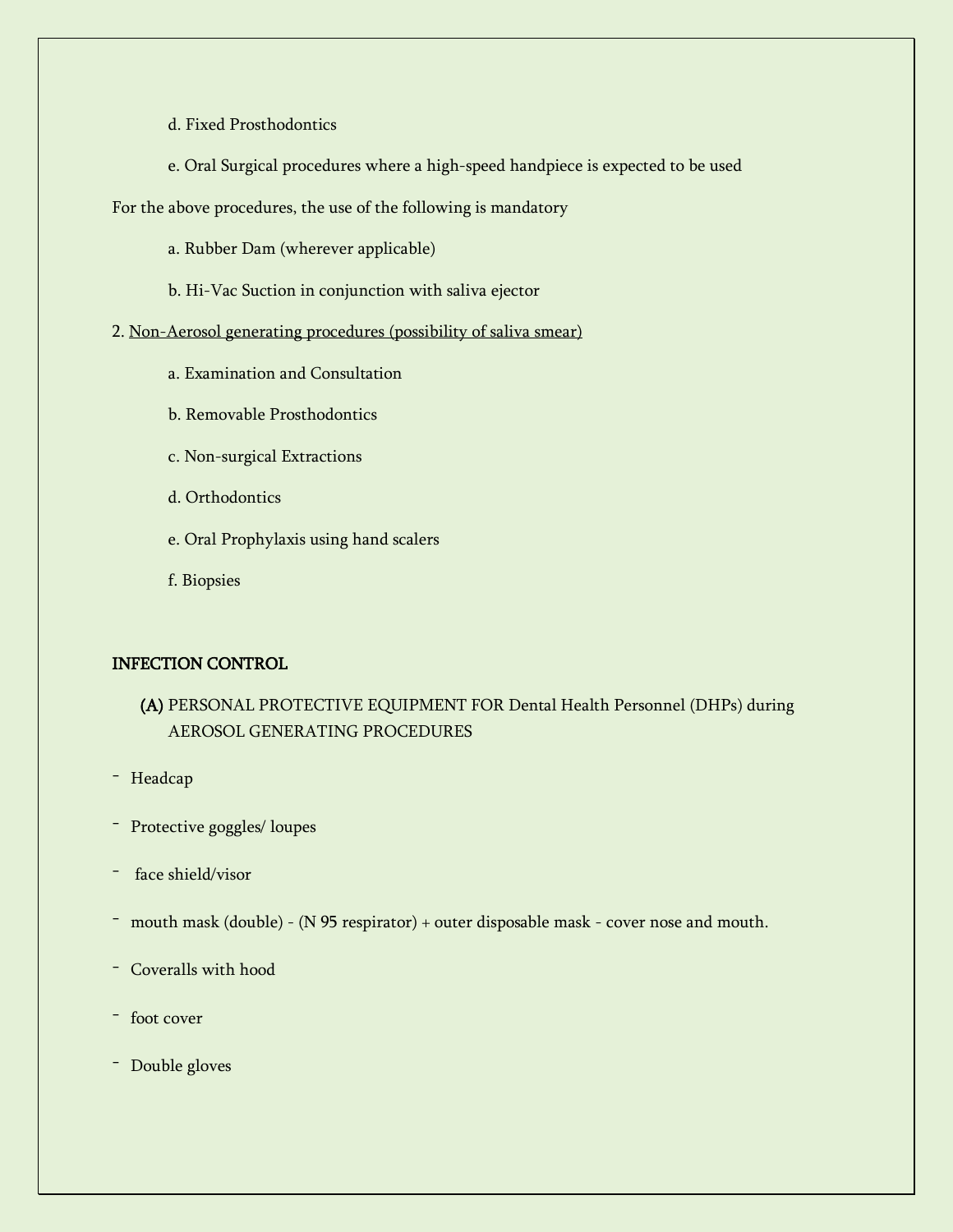d. Fixed Prosthodontics

e. Oral Surgical procedures where a high-speed handpiece is expected to be used

For the above procedures, the use of the following is mandatory

a. Rubber Dam (wherever applicable)

b. Hi-Vac Suction in conjunction with saliva ejector

2. Non-Aerosol generating procedures (possibility of saliva smear)

a. Examination and Consultation

b. Removable Prosthodontics

c. Non-surgical Extractions

d. Orthodontics

e. Oral Prophylaxis using hand scalers

f. Biopsies

**INFECTION CONTROL**

**(A)** PERSONAL PROTECTIVE EQUIPMENT FOR Dental Health Personnel (DHPs) during AEROSOL GENERATING PROCEDURES

- Headcap
- Protective goggles/ loupes
- face shield/visor
- mouth mask (double) - (N 95 respirator) + outer disposable mask - cover nose and mouth.
- Coveralls with hood
- foot cover
- Double gloves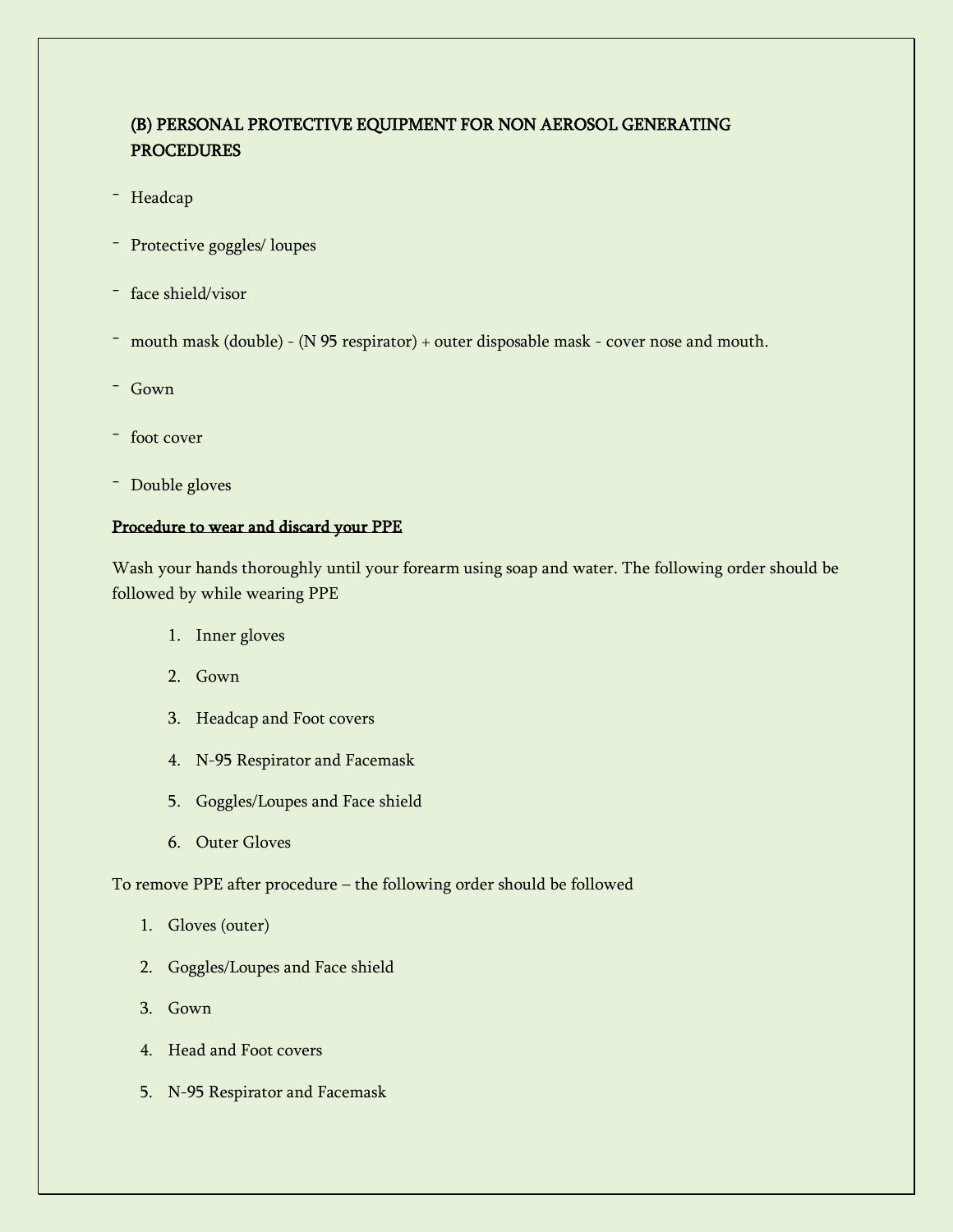### (B) PERSONAL PROTECTIVE EQUIPMENT FOR NON AEROSOL GENERATING PROCEDURES

- Headcap
- Protective goggles/ loupes
- face shield/visor
- mouth mask (double) - (N 95 respirator) + outer disposable mask - cover nose and mouth.
- Gown
- foot cover
- Double gloves

**Procedure to wear and discard your PPE**

Wash your hands thoroughly until your forearm using soap and water. The following order should be followed by while wearing PPE

1. Inner gloves
2. Gown
3. Headcap and Foot covers
4. N-95 Respirator and Facemask
5. Goggles/Loupes and Face shield
6. Outer Gloves

To remove PPE after procedure – the following order should be followed

1. Gloves (outer)
2. Goggles/Loupes and Face shield
3. Gown
4. Head and Foot covers
5. N-95 Respirator and Facemask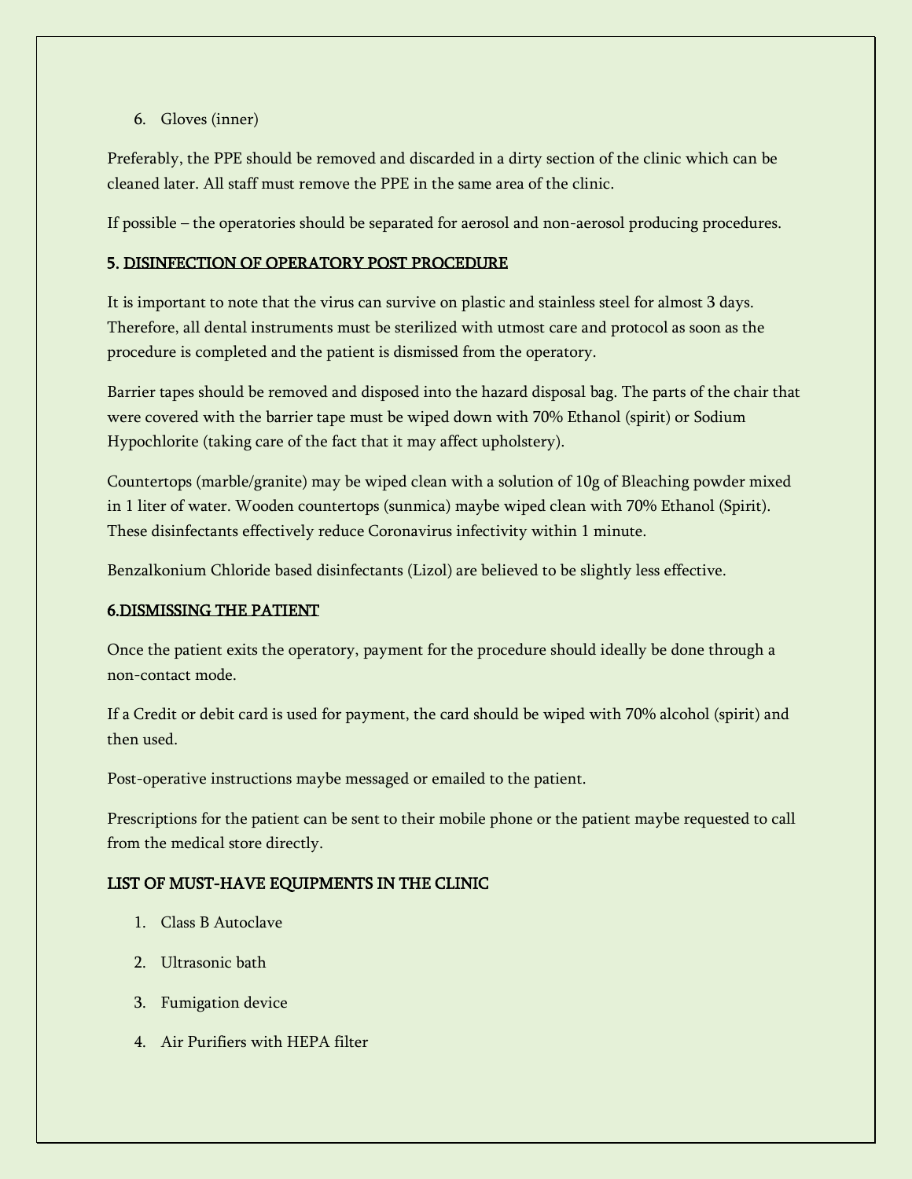6. Gloves (inner)

Preferably, the PPE should be removed and discarded in a dirty section of the clinic which can be cleaned later. All staff must remove the PPE in the same area of the clinic.

If possible – the operatories should be separated for aerosol and non-aerosol producing procedures.

### 5. DISINFECTION OF OPERATORY POST PROCEDURE

It is important to note that the virus can survive on plastic and stainless steel for almost 3 days. Therefore, all dental instruments must be sterilized with utmost care and protocol as soon as the procedure is completed and the patient is dismissed from the operatory.

Barrier tapes should be removed and disposed into the hazard disposal bag. The parts of the chair that were covered with the barrier tape must be wiped down with 70% Ethanol (spirit) or Sodium Hypochlorite (taking care of the fact that it may affect upholstery).

Countertops (marble/granite) may be wiped clean with a solution of 10g of Bleaching powder mixed in 1 liter of water. Wooden countertops (sunmica) maybe wiped clean with 70% Ethanol (Spirit). These disinfectants effectively reduce Coronavirus infectivity within 1 minute.

Benzalkonium Chloride based disinfectants (Lizol) are believed to be slightly less effective.

### 6.DISMISSING THE PATIENT

Once the patient exits the operatory, payment for the procedure should ideally be done through a non-contact mode.

If a Credit or debit card is used for payment, the card should be wiped with 70% alcohol (spirit) and then used.

Post-operative instructions maybe messaged or emailed to the patient.

Prescriptions for the patient can be sent to their mobile phone or the patient maybe requested to call from the medical store directly.

### LIST OF MUST-HAVE EQUIPMENTS IN THE CLINIC

1. Class B Autoclave
2. Ultrasonic bath
3. Fumigation device
4. Air Purifiers with HEPA filter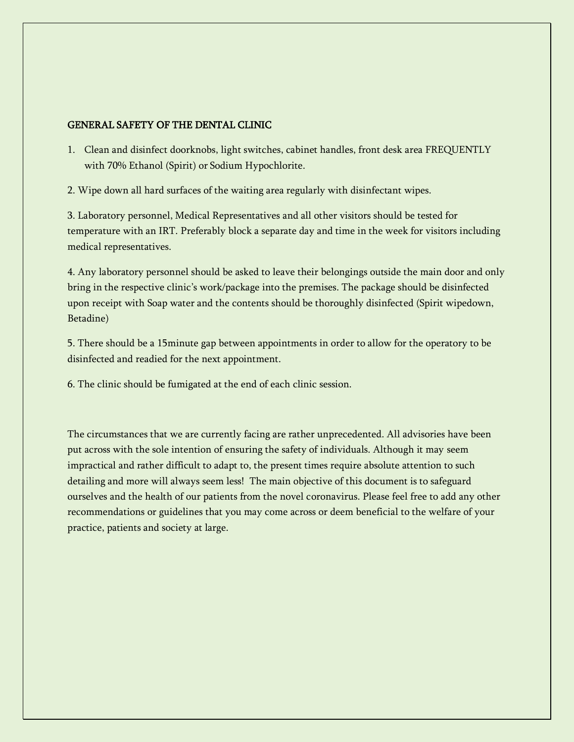## GENERAL SAFETY OF THE DENTAL CLINIC

1. Clean and disinfect doorknobs, light switches, cabinet handles, front desk area FREQUENTLY with 70% Ethanol (Spirit) or Sodium Hypochlorite.

2. Wipe down all hard surfaces of the waiting area regularly with disinfectant wipes.

3. Laboratory personnel, Medical Representatives and all other visitors should be tested for temperature with an IRT. Preferably block a separate day and time in the week for visitors including medical representatives.

4. Any laboratory personnel should be asked to leave their belongings outside the main door and only bring in the respective clinic's work/package into the premises. The package should be disinfected upon receipt with Soap water and the contents should be thoroughly disinfected (Spirit wipedown, Betadine)

5. There should be a 15minute gap between appointments in order to allow for the operatory to be disinfected and readied for the next appointment.

6. The clinic should be fumigated at the end of each clinic session.

The circumstances that we are currently facing are rather unprecedented. All advisories have been put across with the sole intention of ensuring the safety of individuals. Although it may seem impractical and rather difficult to adapt to, the present times require absolute attention to such detailing and more will always seem less! The main objective of this document is to safeguard ourselves and the health of our patients from the novel coronavirus. Please feel free to add any other recommendations or guidelines that you may come across or deem beneficial to the welfare of your practice, patients and society at large.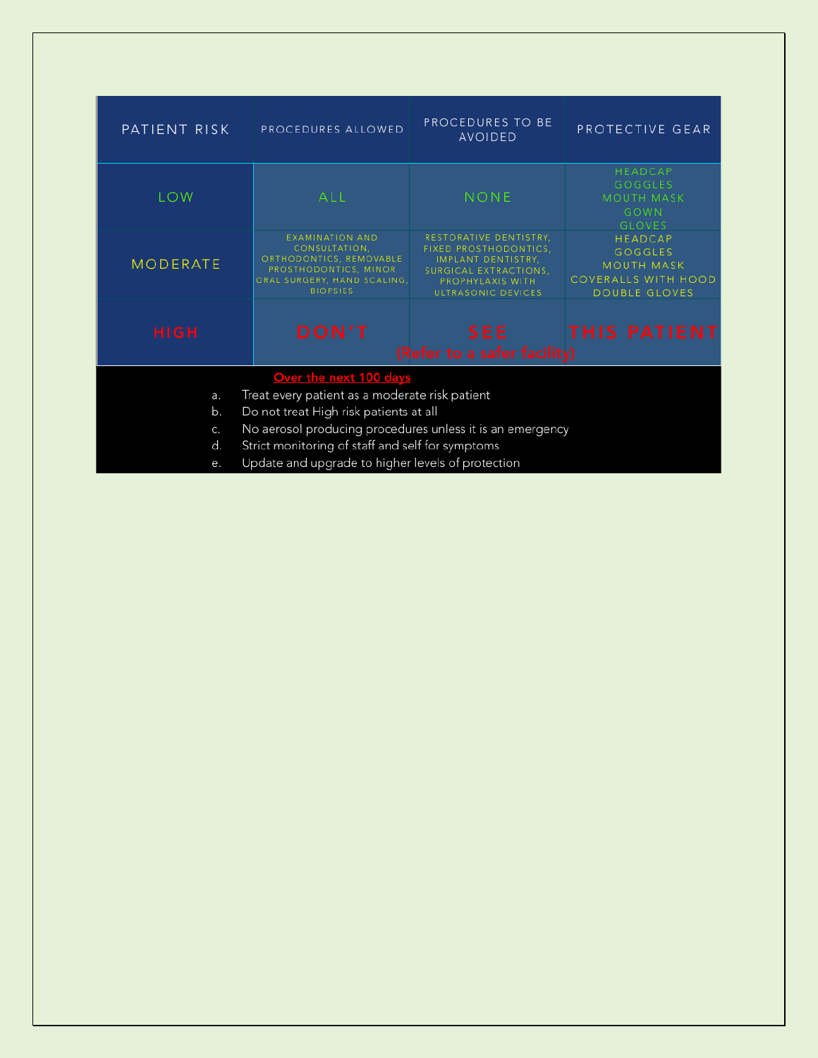| PATIENT RISK | PROCEDURES ALLOWED | PROCEDURES TO BE AVOIDED | PROTECTIVE GEAR |
|---|---|---|---|
| LOW | ALL | NONE | HEADCAP<br>GOGGLES<br>MOUTH MASK<br>GOWN<br>GLOVES |
| MODERATE | EXAMINATION AND CONSULTATION, ORTHODONTICS, REMOVABLE PROSTHODONTICS, MINOR ORAL SURGERY, HAND SCALING, BIOPSIES | RESTORATIVE DENTISTRY, FIXED PROSTHODONTICS, IMPLANT DENTISTRY, SURGICAL EXTRACTIONS, PROPHYLAXIS WITH ULTRASONIC DEVICES | HEADCAP<br>GOGGLES<br>MOUTH MASK<br>COVERALLS WITH HOOD<br>DOUBLE GLOVES |
| HIGH | DON'T | SEE (Refer to a safer facility) | THIS PATIENT |

**Over the next 100 days**

a. Treat every patient as a moderate risk patient
b. Do not treat High risk patients at all
c. No aerosol producing procedures unless it is an emergency
d. Strict monitoring of staff and self for symptoms
e. Update and upgrade to higher levels of protection